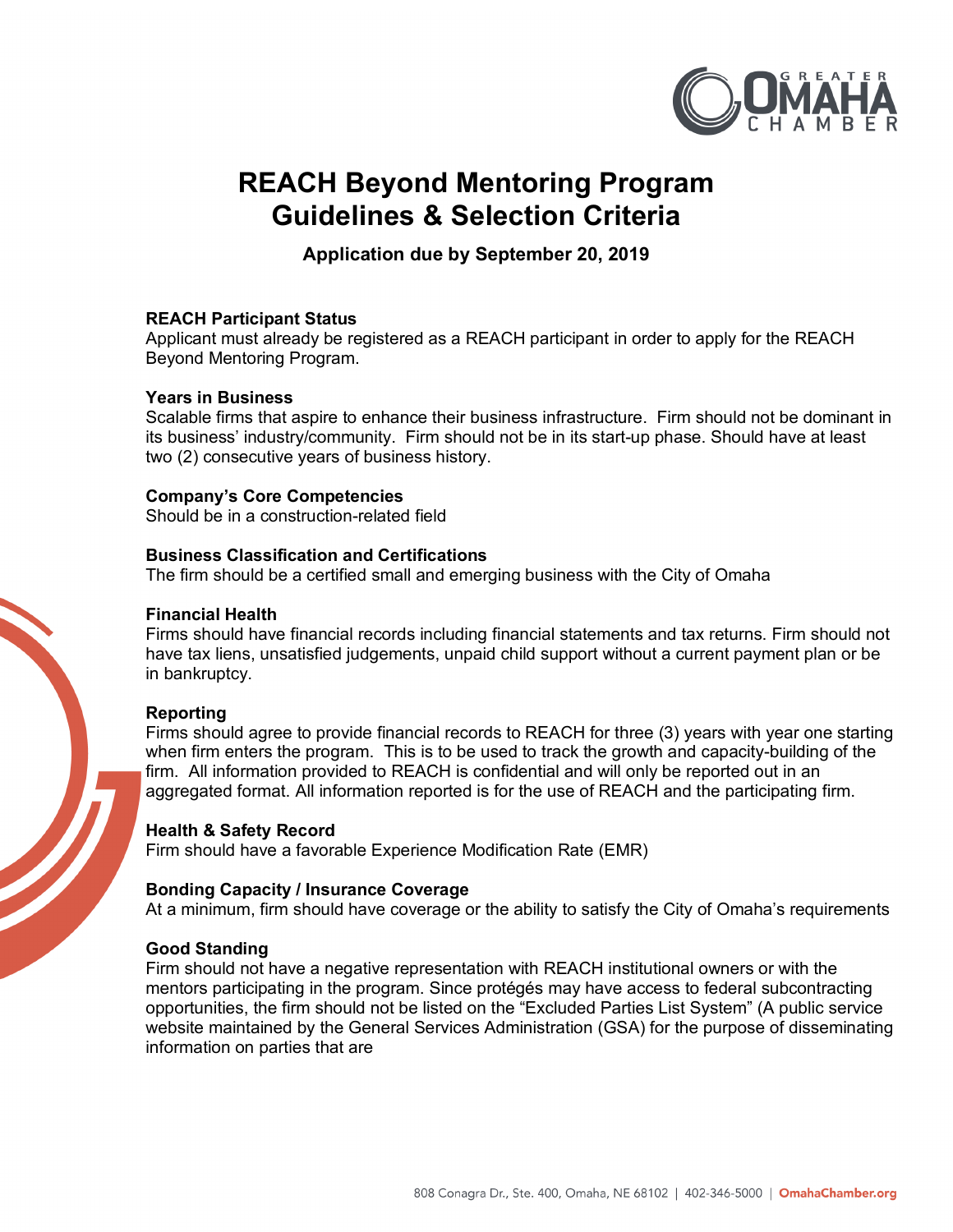# REACH Beyond Mentoring Program
# Guidelines & Selection Criteria

**Application due by September 20, 2019**

**REACH Participant Status**
Applicant must already be registered as a REACH participant in order to apply for the REACH Beyond Mentoring Program.

**Years in Business**
Scalable firms that aspire to enhance their business infrastructure. Firm should not be dominant in its business' industry/community. Firm should not be in its start-up phase. Should have at least two (2) consecutive years of business history.

**Company's Core Competencies**
Should be in a construction-related field

**Business Classification and Certifications**
The firm should be a certified small and emerging business with the City of Omaha

**Financial Health**
Firms should have financial records including financial statements and tax returns. Firm should not have tax liens, unsatisfied judgements, unpaid child support without a current payment plan or be in bankruptcy.

**Reporting**
Firms should agree to provide financial records to REACH for three (3) years with year one starting when firm enters the program. This is to be used to track the growth and capacity-building of the firm. All information provided to REACH is confidential and will only be reported out in an aggregated format. All information reported is for the use of REACH and the participating firm.

**Health & Safety Record**
Firm should have a favorable Experience Modification Rate (EMR)

**Bonding Capacity / Insurance Coverage**
At a minimum, firm should have coverage or the ability to satisfy the City of Omaha's requirements

**Good Standing**
Firm should not have a negative representation with REACH institutional owners or with the mentors participating in the program. Since protégés may have access to federal subcontracting opportunities, the firm should not be listed on the "Excluded Parties List System" (A public service website maintained by the General Services Administration (GSA) for the purpose of disseminating information on parties that are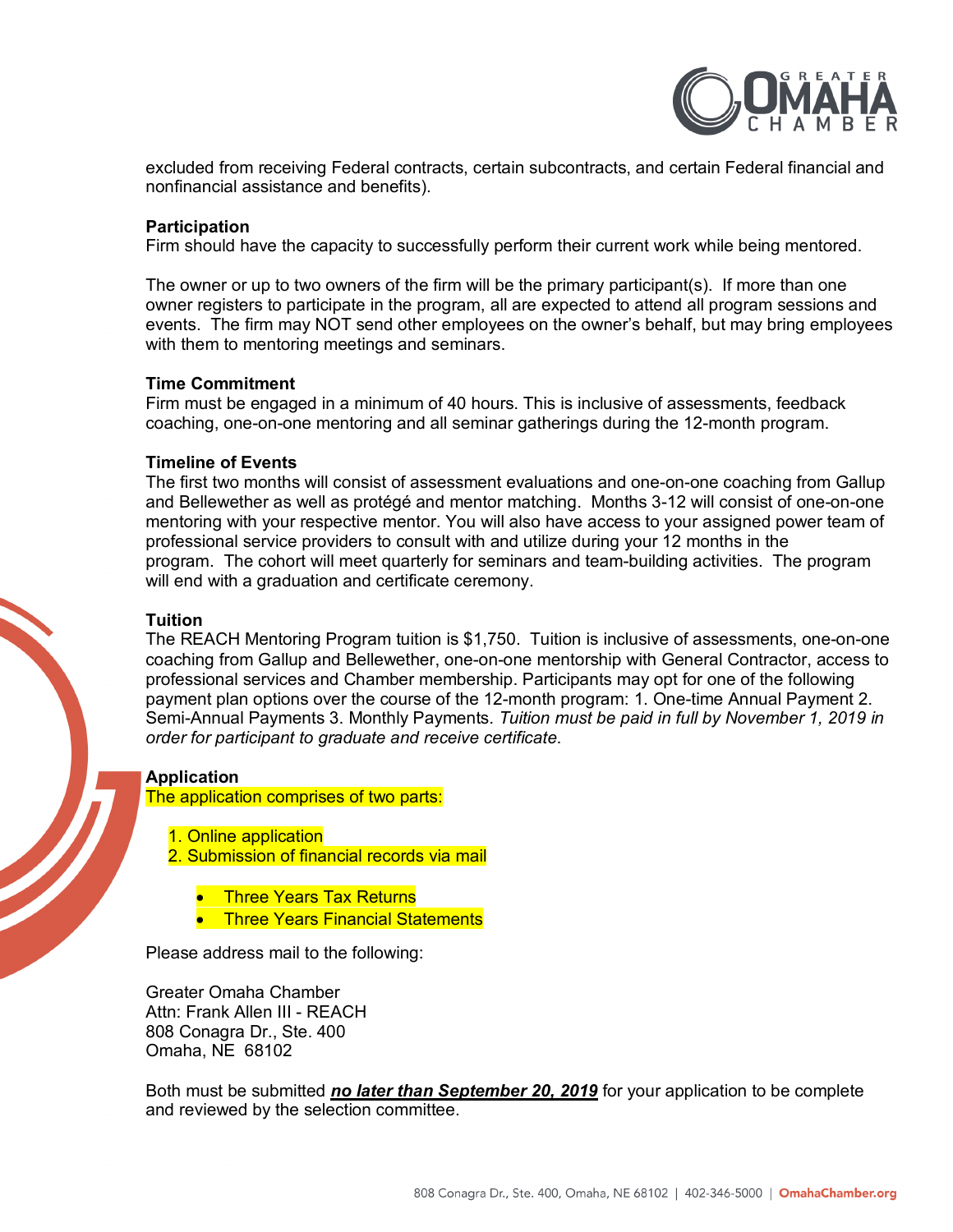excluded from receiving Federal contracts, certain subcontracts, and certain Federal financial and nonfinancial assistance and benefits).

**Participation**
Firm should have the capacity to successfully perform their current work while being mentored.

The owner or up to two owners of the firm will be the primary participant(s). If more than one owner registers to participate in the program, all are expected to attend all program sessions and events. The firm may NOT send other employees on the owner's behalf, but may bring employees with them to mentoring meetings and seminars.

**Time Commitment**
Firm must be engaged in a minimum of 40 hours. This is inclusive of assessments, feedback coaching, one-on-one mentoring and all seminar gatherings during the 12-month program.

**Timeline of Events**
The first two months will consist of assessment evaluations and one-on-one coaching from Gallup and Bellewether as well as protégé and mentor matching. Months 3-12 will consist of one-on-one mentoring with your respective mentor. You will also have access to your assigned power team of professional service providers to consult with and utilize during your 12 months in the program. The cohort will meet quarterly for seminars and team-building activities. The program will end with a graduation and certificate ceremony.

**Tuition**
The REACH Mentoring Program tuition is $1,750. Tuition is inclusive of assessments, one-on-one coaching from Gallup and Bellewether, one-on-one mentorship with General Contractor, access to professional services and Chamber membership. Participants may opt for one of the following payment plan options over the course of the 12-month program: 1. One-time Annual Payment 2. Semi-Annual Payments 3. Monthly Payments. *Tuition must be paid in full by November 1, 2019 in order for participant to graduate and receive certificate.*

**Application**
The application comprises of two parts:

1. Online application
2. Submission of financial records via mail
   - Three Years Tax Returns
   - Three Years Financial Statements

Please address mail to the following:

Greater Omaha Chamber
Attn: Frank Allen III - REACH
808 Conagra Dr., Ste. 400
Omaha, NE 68102

Both must be submitted ***no later than September 20, 2019*** for your application to be complete and reviewed by the selection committee.